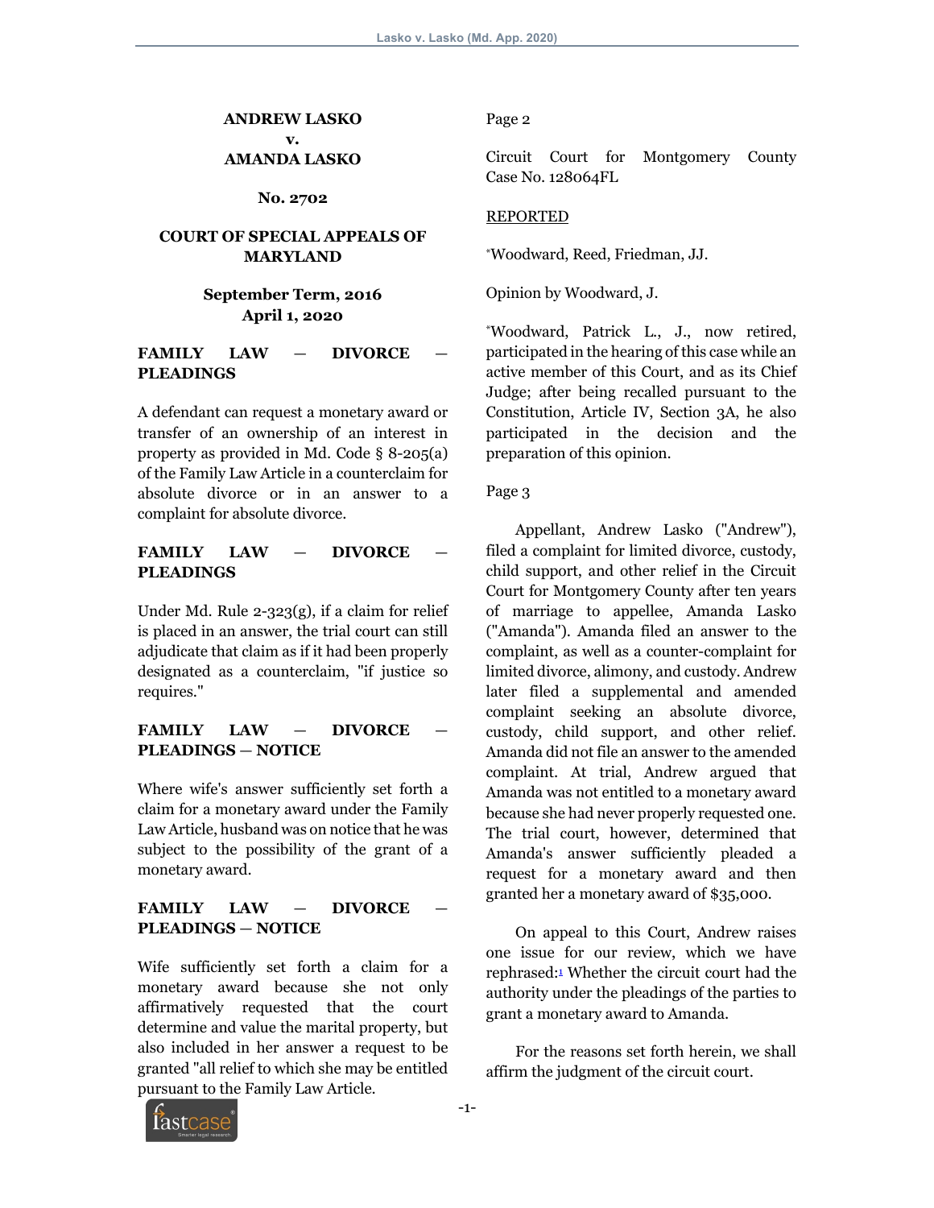**ANDREW LASKO**
**v.**
**AMANDA LASKO**

**No. 2702**

**COURT OF SPECIAL APPEALS OF MARYLAND**

**September Term, 2016**
**April 1, 2020**

**FAMILY LAW — DIVORCE — PLEADINGS**

A defendant can request a monetary award or transfer of an ownership of an interest in property as provided in Md. Code § 8-205(a) of the Family Law Article in a counterclaim for absolute divorce or in an answer to a complaint for absolute divorce.

**FAMILY LAW — DIVORCE — PLEADINGS**

Under Md. Rule 2-323(g), if a claim for relief is placed in an answer, the trial court can still adjudicate that claim as if it had been properly designated as a counterclaim, "if justice so requires."

**FAMILY LAW — DIVORCE — PLEADINGS — NOTICE**

Where wife's answer sufficiently set forth a claim for a monetary award under the Family Law Article, husband was on notice that he was subject to the possibility of the grant of a monetary award.

**FAMILY LAW — DIVORCE — PLEADINGS — NOTICE**

Wife sufficiently set forth a claim for a monetary award because she not only affirmatively requested that the court determine and value the marital property, but also included in her answer a request to be granted "all relief to which she may be entitled pursuant to the Family Law Article.

Page 2

Circuit Court for Montgomery County Case No. 128064FL

REPORTED

*Woodward, Reed, Friedman, JJ.

Opinion by Woodward, J.

*Woodward, Patrick L., J., now retired, participated in the hearing of this case while an active member of this Court, and as its Chief Judge; after being recalled pursuant to the Constitution, Article IV, Section 3A, he also participated in the decision and the preparation of this opinion.

Page 3

Appellant, Andrew Lasko ("Andrew"), filed a complaint for limited divorce, custody, child support, and other relief in the Circuit Court for Montgomery County after ten years of marriage to appellee, Amanda Lasko ("Amanda"). Amanda filed an answer to the complaint, as well as a counter-complaint for limited divorce, alimony, and custody. Andrew later filed a supplemental and amended complaint seeking an absolute divorce, custody, child support, and other relief. Amanda did not file an answer to the amended complaint. At trial, Andrew argued that Amanda was not entitled to a monetary award because she had never properly requested one. The trial court, however, determined that Amanda's answer sufficiently pleaded a request for a monetary award and then granted her a monetary award of $35,000.

On appeal to this Court, Andrew raises one issue for our review, which we have rephrased:[1] Whether the circuit court had the authority under the pleadings of the parties to grant a monetary award to Amanda.

For the reasons set forth herein, we shall affirm the judgment of the circuit court.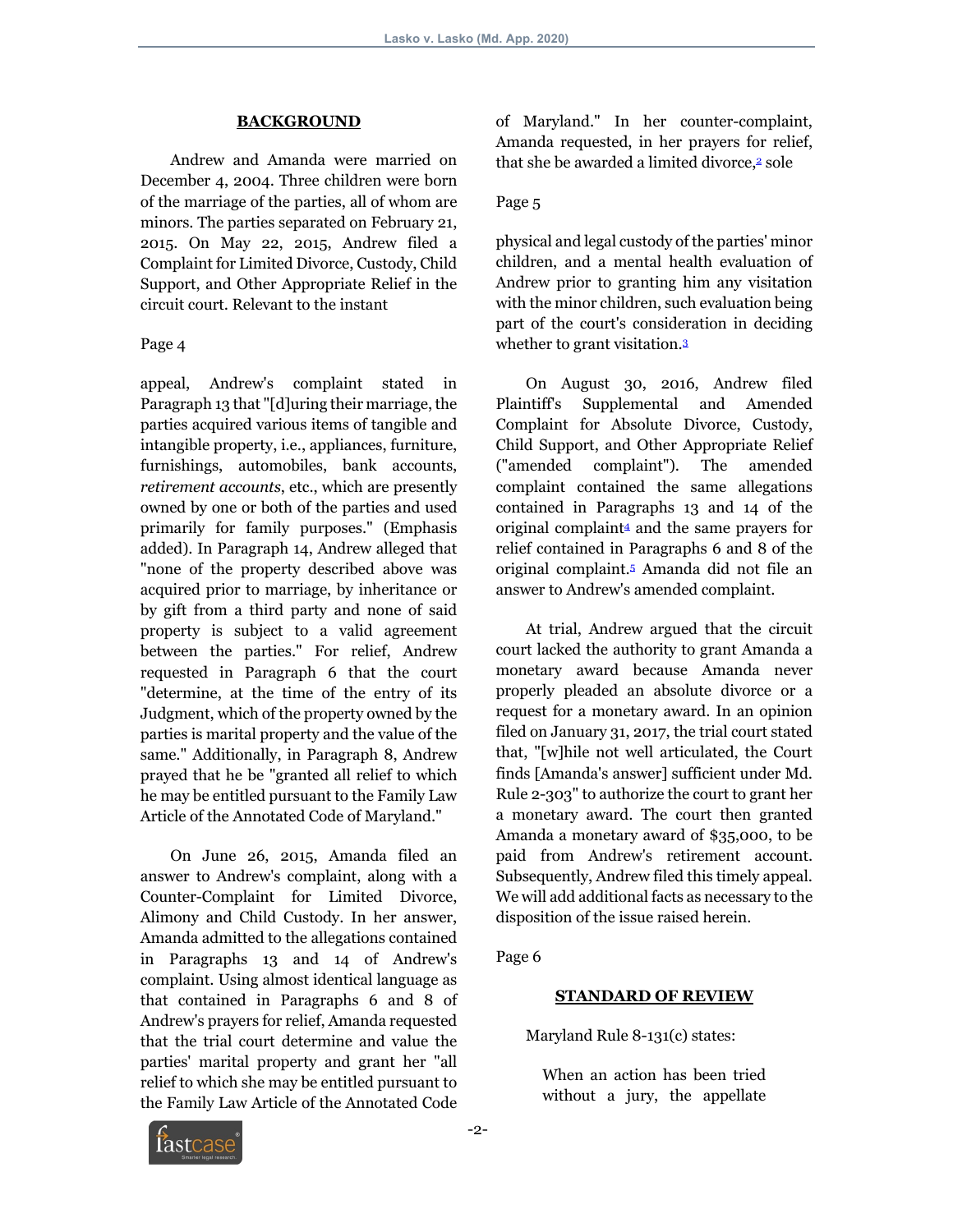## BACKGROUND

Andrew and Amanda were married on December 4, 2004. Three children were born of the marriage of the parties, all of whom are minors. The parties separated on February 21, 2015. On May 22, 2015, Andrew filed a Complaint for Limited Divorce, Custody, Child Support, and Other Appropriate Relief in the circuit court. Relevant to the instant

Page 4

appeal, Andrew's complaint stated in Paragraph 13 that "[d]uring their marriage, the parties acquired various items of tangible and intangible property, i.e., appliances, furniture, furnishings, automobiles, bank accounts, *retirement accounts*, etc., which are presently owned by one or both of the parties and used primarily for family purposes." (Emphasis added). In Paragraph 14, Andrew alleged that "none of the property described above was acquired prior to marriage, by inheritance or by gift from a third party and none of said property is subject to a valid agreement between the parties." For relief, Andrew requested in Paragraph 6 that the court "determine, at the time of the entry of its Judgment, which of the property owned by the parties is marital property and the value of the same." Additionally, in Paragraph 8, Andrew prayed that he be "granted all relief to which he may be entitled pursuant to the Family Law Article of the Annotated Code of Maryland."

On June 26, 2015, Amanda filed an answer to Andrew's complaint, along with a Counter-Complaint for Limited Divorce, Alimony and Child Custody. In her answer, Amanda admitted to the allegations contained in Paragraphs 13 and 14 of Andrew's complaint. Using almost identical language as that contained in Paragraphs 6 and 8 of Andrew's prayers for relief, Amanda requested that the trial court determine and value the parties' marital property and grant her "all relief to which she may be entitled pursuant to the Family Law Article of the Annotated Code of Maryland." In her counter-complaint, Amanda requested, in her prayers for relief, that she be awarded a limited divorce,[2] sole

Page 5

physical and legal custody of the parties' minor children, and a mental health evaluation of Andrew prior to granting him any visitation with the minor children, such evaluation being part of the court's consideration in deciding whether to grant visitation.[3]

On August 30, 2016, Andrew filed Plaintiff's Supplemental and Amended Complaint for Absolute Divorce, Custody, Child Support, and Other Appropriate Relief ("amended complaint"). The amended complaint contained the same allegations contained in Paragraphs 13 and 14 of the original complaint[4] and the same prayers for relief contained in Paragraphs 6 and 8 of the original complaint.[5] Amanda did not file an answer to Andrew's amended complaint.

At trial, Andrew argued that the circuit court lacked the authority to grant Amanda a monetary award because Amanda never properly pleaded an absolute divorce or a request for a monetary award. In an opinion filed on January 31, 2017, the trial court stated that, "[w]hile not well articulated, the Court finds [Amanda's answer] sufficient under Md. Rule 2-303" to authorize the court to grant her a monetary award. The court then granted Amanda a monetary award of $35,000, to be paid from Andrew's retirement account. Subsequently, Andrew filed this timely appeal. We will add additional facts as necessary to the disposition of the issue raised herein.

Page 6

## STANDARD OF REVIEW

Maryland Rule 8-131(c) states:

> When an action has been tried without a jury, the appellate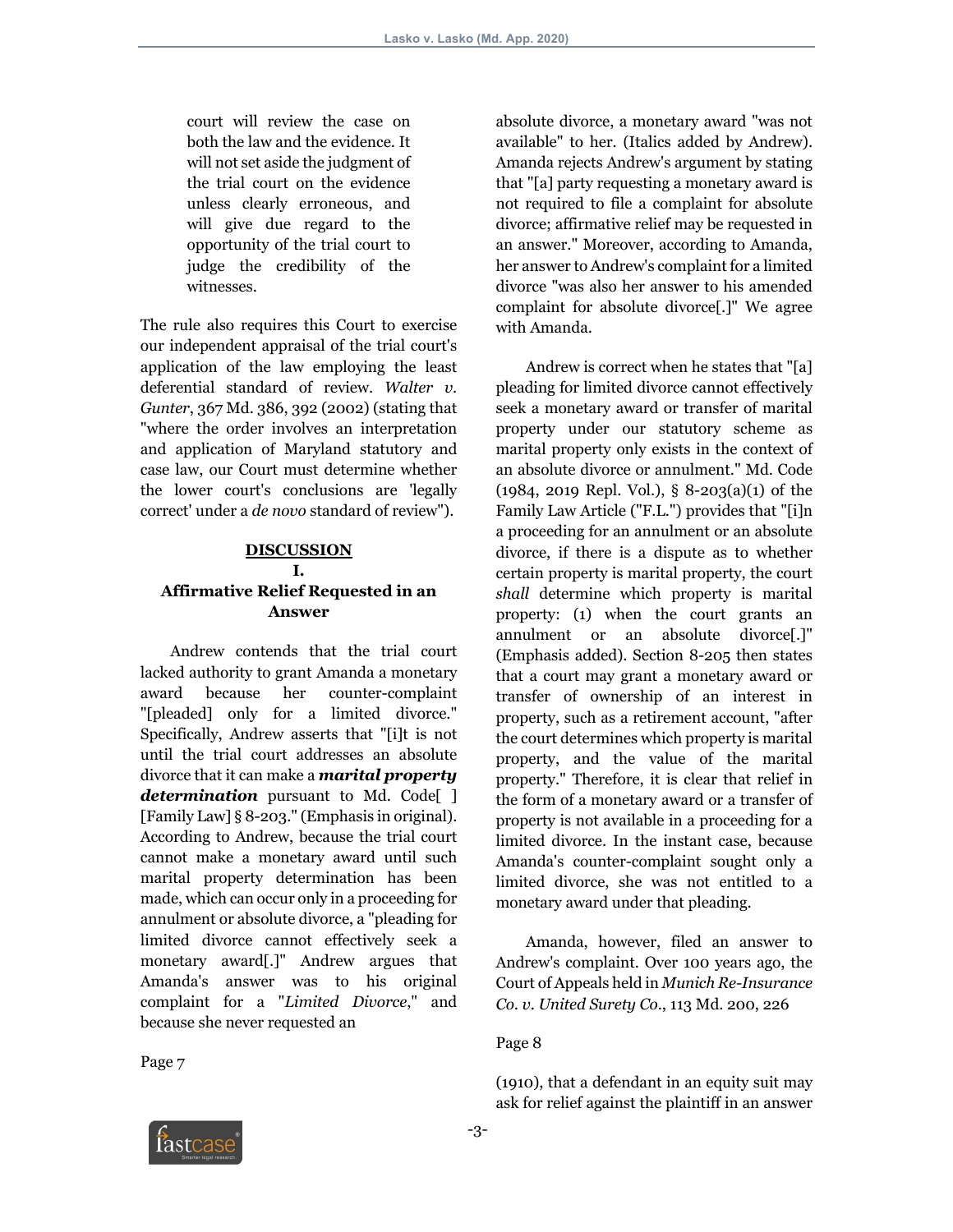> court will review the case on both the law and the evidence. It will not set aside the judgment of the trial court on the evidence unless clearly erroneous, and will give due regard to the opportunity of the trial court to judge the credibility of the witnesses.

The rule also requires this Court to exercise our independent appraisal of the trial court's application of the law employing the least deferential standard of review. *Walter v. Gunter*, 367 Md. 386, 392 (2002) (stating that "where the order involves an interpretation and application of Maryland statutory and case law, our Court must determine whether the lower court's conclusions are 'legally correct' under a *de novo* standard of review").

## DISCUSSION

### I.

### Affirmative Relief Requested in an Answer

Andrew contends that the trial court lacked authority to grant Amanda a monetary award because her counter-complaint "[pleaded] only for a limited divorce." Specifically, Andrew asserts that "[i]t is not until the trial court addresses an absolute divorce that it can make a ***marital property determination*** pursuant to Md. Code[ ] [Family Law] § 8-203." (Emphasis in original). According to Andrew, because the trial court cannot make a monetary award until such marital property determination has been made, which can occur only in a proceeding for annulment or absolute divorce, a "pleading for limited divorce cannot effectively seek a monetary award[.]" Andrew argues that Amanda's answer was to his original complaint for a "*Limited Divorce*," and because she never requested an

Page 7

absolute divorce, a monetary award "was not available" to her. (Italics added by Andrew). Amanda rejects Andrew's argument by stating that "[a] party requesting a monetary award is not required to file a complaint for absolute divorce; affirmative relief may be requested in an answer." Moreover, according to Amanda, her answer to Andrew's complaint for a limited divorce "was also her answer to his amended complaint for absolute divorce[.]" We agree with Amanda.

Andrew is correct when he states that "[a] pleading for limited divorce cannot effectively seek a monetary award or transfer of marital property under our statutory scheme as marital property only exists in the context of an absolute divorce or annulment." Md. Code (1984, 2019 Repl. Vol.), § 8-203(a)(1) of the Family Law Article ("F.L.") provides that "[i]n a proceeding for an annulment or an absolute divorce, if there is a dispute as to whether certain property is marital property, the court *shall* determine which property is marital property: (1) when the court grants an annulment or an absolute divorce[.]" (Emphasis added). Section 8-205 then states that a court may grant a monetary award or transfer of ownership of an interest in property, such as a retirement account, "after the court determines which property is marital property, and the value of the marital property." Therefore, it is clear that relief in the form of a monetary award or a transfer of property is not available in a proceeding for a limited divorce. In the instant case, because Amanda's counter-complaint sought only a limited divorce, she was not entitled to a monetary award under that pleading.

Amanda, however, filed an answer to Andrew's complaint. Over 100 years ago, the Court of Appeals held in *Munich Re-Insurance Co. v. United Surety Co.*, 113 Md. 200, 226

Page 8

(1910), that a defendant in an equity suit may ask for relief against the plaintiff in an answer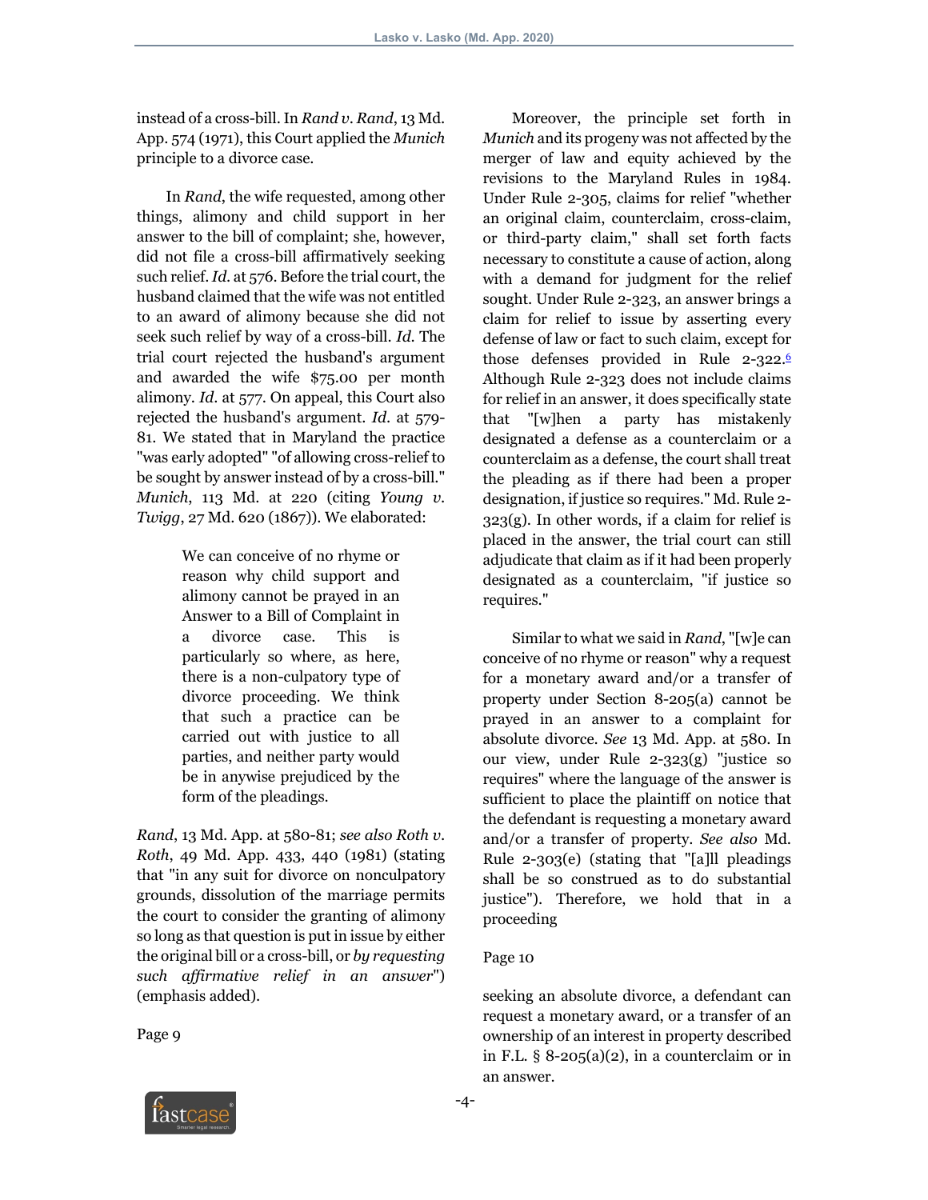instead of a cross-bill. In *Rand v. Rand*, 13 Md. App. 574 (1971), this Court applied the *Munich* principle to a divorce case.

In *Rand*, the wife requested, among other things, alimony and child support in her answer to the bill of complaint; she, however, did not file a cross-bill affirmatively seeking such relief. *Id.* at 576. Before the trial court, the husband claimed that the wife was not entitled to an award of alimony because she did not seek such relief by way of a cross-bill. *Id.* The trial court rejected the husband's argument and awarded the wife $75.00 per month alimony. *Id.* at 577. On appeal, this Court also rejected the husband's argument. *Id.* at 579-81. We stated that in Maryland the practice "was early adopted" "of allowing cross-relief to be sought by answer instead of by a cross-bill." *Munich*, 113 Md. at 220 (citing *Young v. Twigg*, 27 Md. 620 (1867)). We elaborated:

> We can conceive of no rhyme or reason why child support and alimony cannot be prayed in an Answer to a Bill of Complaint in a divorce case. This is particularly so where, as here, there is a non-culpatory type of divorce proceeding. We think that such a practice can be carried out with justice to all parties, and neither party would be in anywise prejudiced by the form of the pleadings.

*Rand*, 13 Md. App. at 580-81; *see also Roth v. Roth*, 49 Md. App. 433, 440 (1981) (stating that "in any suit for divorce on nonculpatory grounds, dissolution of the marriage permits the court to consider the granting of alimony so long as that question is put in issue by either the original bill or a cross-bill, or *by requesting such affirmative relief in an answer*") (emphasis added).

Page 9

Moreover, the principle set forth in *Munich* and its progeny was not affected by the merger of law and equity achieved by the revisions to the Maryland Rules in 1984. Under Rule 2-305, claims for relief "whether an original claim, counterclaim, cross-claim, or third-party claim," shall set forth facts necessary to constitute a cause of action, along with a demand for judgment for the relief sought. Under Rule 2-323, an answer brings a claim for relief to issue by asserting every defense of law or fact to such claim, except for those defenses provided in Rule 2-322.[6] Although Rule 2-323 does not include claims for relief in an answer, it does specifically state that "[w]hen a party has mistakenly designated a defense as a counterclaim or a counterclaim as a defense, the court shall treat the pleading as if there had been a proper designation, if justice so requires." Md. Rule 2-323(g). In other words, if a claim for relief is placed in the answer, the trial court can still adjudicate that claim as if it had been properly designated as a counterclaim, "if justice so requires."

Similar to what we said in *Rand*, "[w]e can conceive of no rhyme or reason" why a request for a monetary award and/or a transfer of property under Section 8-205(a) cannot be prayed in an answer to a complaint for absolute divorce. *See* 13 Md. App. at 580. In our view, under Rule 2-323(g) "justice so requires" where the language of the answer is sufficient to place the plaintiff on notice that the defendant is requesting a monetary award and/or a transfer of property. *See also* Md. Rule 2-303(e) (stating that "[a]ll pleadings shall be so construed as to do substantial justice"). Therefore, we hold that in a proceeding

Page 10

seeking an absolute divorce, a defendant can request a monetary award, or a transfer of an ownership of an interest in property described in F.L. § 8-205(a)(2), in a counterclaim or in an answer.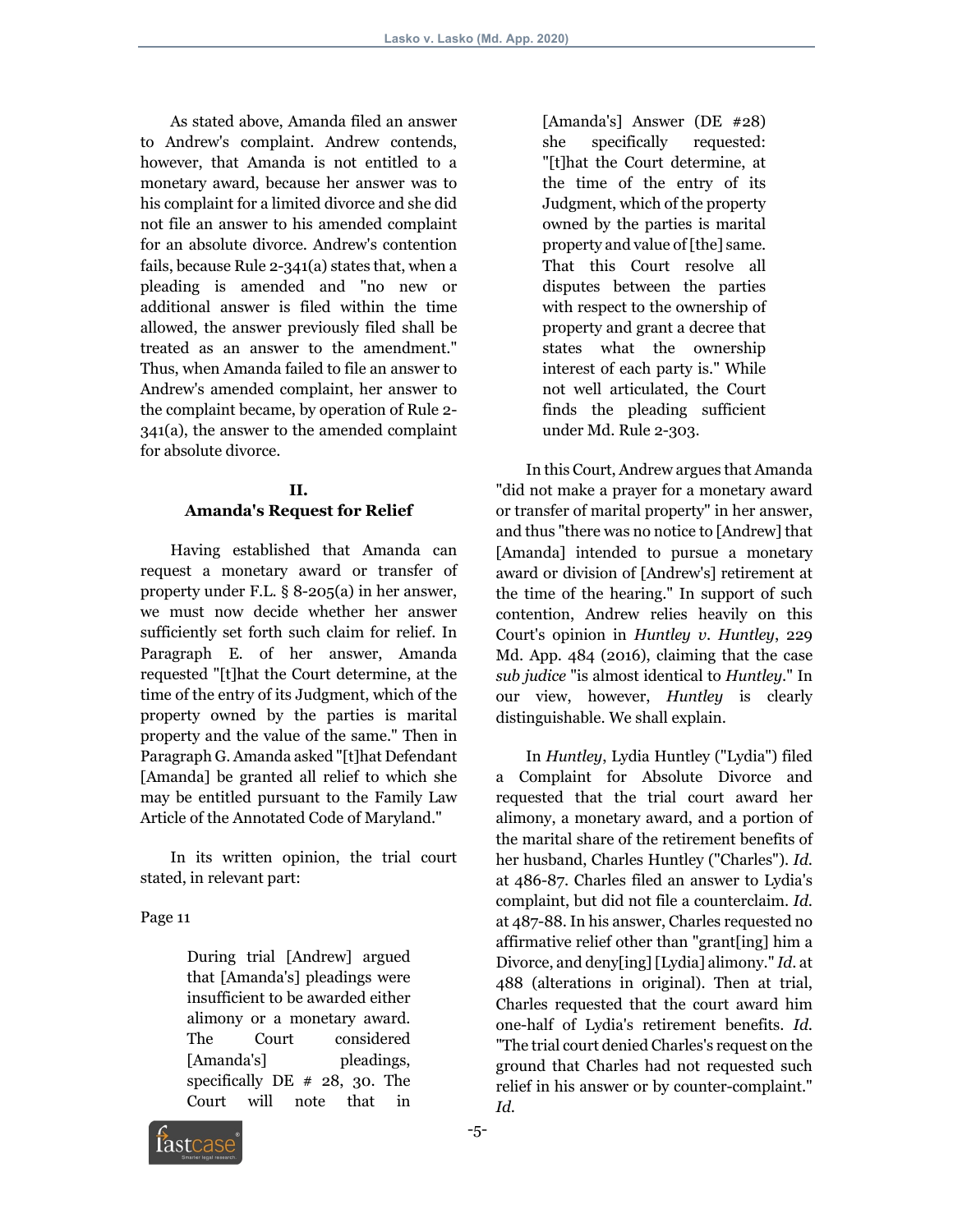As stated above, Amanda filed an answer to Andrew's complaint. Andrew contends, however, that Amanda is not entitled to a monetary award, because her answer was to his complaint for a limited divorce and she did not file an answer to his amended complaint for an absolute divorce. Andrew's contention fails, because Rule 2-341(a) states that, when a pleading is amended and "no new or additional answer is filed within the time allowed, the answer previously filed shall be treated as an answer to the amendment." Thus, when Amanda failed to file an answer to Andrew's amended complaint, her answer to the complaint became, by operation of Rule 2-341(a), the answer to the amended complaint for absolute divorce.

### II.
### Amanda's Request for Relief

Having established that Amanda can request a monetary award or transfer of property under F.L. § 8-205(a) in her answer, we must now decide whether her answer sufficiently set forth such claim for relief. In Paragraph E. of her answer, Amanda requested "[t]hat the Court determine, at the time of the entry of its Judgment, which of the property owned by the parties is marital property and the value of the same." Then in Paragraph G. Amanda asked "[t]hat Defendant [Amanda] be granted all relief to which she may be entitled pursuant to the Family Law Article of the Annotated Code of Maryland."

In its written opinion, the trial court stated, in relevant part:

Page 11

> During trial [Andrew] argued that [Amanda's] pleadings were insufficient to be awarded either alimony or a monetary award. The Court considered [Amanda's] pleadings, specifically DE # 28, 30. The Court will note that in [Amanda's] Answer (DE #28) she specifically requested: "[t]hat the Court determine, at the time of the entry of its Judgment, which of the property owned by the parties is marital property and value of [the] same. That this Court resolve all disputes between the parties with respect to the ownership of property and grant a decree that states what the ownership interest of each party is." While not well articulated, the Court finds the pleading sufficient under Md. Rule 2-303.

In this Court, Andrew argues that Amanda "did not make a prayer for a monetary award or transfer of marital property" in her answer, and thus "there was no notice to [Andrew] that [Amanda] intended to pursue a monetary award or division of [Andrew's] retirement at the time of the hearing." In support of such contention, Andrew relies heavily on this Court's opinion in *Huntley v. Huntley*, 229 Md. App. 484 (2016), claiming that the case *sub judice* "is almost identical to *Huntley*." In our view, however, *Huntley* is clearly distinguishable. We shall explain.

In *Huntley*, Lydia Huntley ("Lydia") filed a Complaint for Absolute Divorce and requested that the trial court award her alimony, a monetary award, and a portion of the marital share of the retirement benefits of her husband, Charles Huntley ("Charles"). *Id.* at 486-87. Charles filed an answer to Lydia's complaint, but did not file a counterclaim. *Id.* at 487-88. In his answer, Charles requested no affirmative relief other than "grant[ing] him a Divorce, and deny[ing] [Lydia] alimony." *Id.* at 488 (alterations in original). Then at trial, Charles requested that the court award him one-half of Lydia's retirement benefits. *Id.* "The trial court denied Charles's request on the ground that Charles had not requested such relief in his answer or by counter-complaint." *Id.*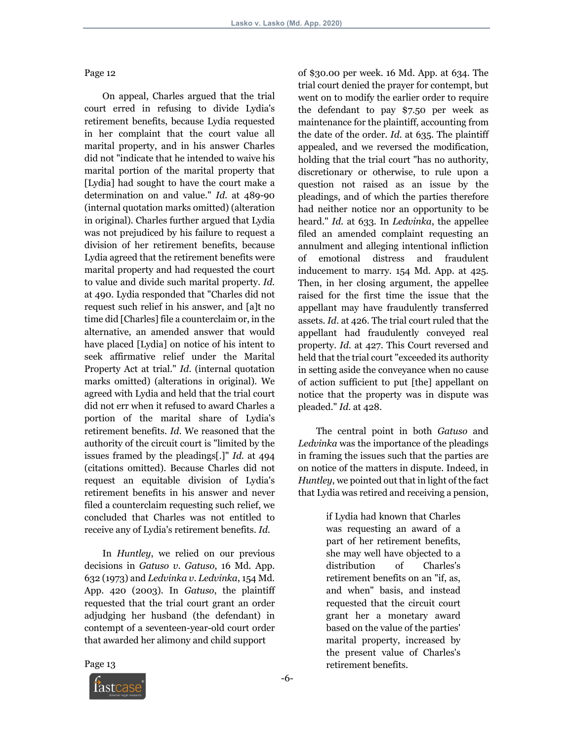Page 12

On appeal, Charles argued that the trial court erred in refusing to divide Lydia's retirement benefits, because Lydia requested in her complaint that the court value all marital property, and in his answer Charles did not "indicate that he intended to waive his marital portion of the marital property that [Lydia] had sought to have the court make a determination on and value." *Id.* at 489-90 (internal quotation marks omitted) (alteration in original). Charles further argued that Lydia was not prejudiced by his failure to request a division of her retirement benefits, because Lydia agreed that the retirement benefits were marital property and had requested the court to value and divide such marital property. *Id.* at 490. Lydia responded that "Charles did not request such relief in his answer, and [a]t no time did [Charles] file a counterclaim or, in the alternative, an amended answer that would have placed [Lydia] on notice of his intent to seek affirmative relief under the Marital Property Act at trial." *Id.* (internal quotation marks omitted) (alterations in original). We agreed with Lydia and held that the trial court did not err when it refused to award Charles a portion of the marital share of Lydia's retirement benefits. *Id.* We reasoned that the authority of the circuit court is "limited by the issues framed by the pleadings[.]" *Id.* at 494 (citations omitted). Because Charles did not request an equitable division of Lydia's retirement benefits in his answer and never filed a counterclaim requesting such relief, we concluded that Charles was not entitled to receive any of Lydia's retirement benefits. *Id.*

In *Huntley*, we relied on our previous decisions in *Gatuso v. Gatuso*, 16 Md. App. 632 (1973) and *Ledvinka v. Ledvinka*, 154 Md. App. 420 (2003). In *Gatuso*, the plaintiff requested that the trial court grant an order adjudging her husband (the defendant) in contempt of a seventeen-year-old court order that awarded her alimony and child support

Page 13

of $30.00 per week. 16 Md. App. at 634. The trial court denied the prayer for contempt, but went on to modify the earlier order to require the defendant to pay $7.50 per week as maintenance for the plaintiff, accounting from the date of the order. *Id.* at 635. The plaintiff appealed, and we reversed the modification, holding that the trial court "has no authority, discretionary or otherwise, to rule upon a question not raised as an issue by the pleadings, and of which the parties therefore had neither notice nor an opportunity to be heard." *Id.* at 633. In *Ledvinka*, the appellee filed an amended complaint requesting an annulment and alleging intentional infliction of emotional distress and fraudulent inducement to marry. 154 Md. App. at 425. Then, in her closing argument, the appellee raised for the first time the issue that the appellant may have fraudulently transferred assets. *Id.* at 426. The trial court ruled that the appellant had fraudulently conveyed real property. *Id.* at 427. This Court reversed and held that the trial court "exceeded its authority in setting aside the conveyance when no cause of action sufficient to put [the] appellant on notice that the property was in dispute was pleaded." *Id.* at 428.

The central point in both *Gatuso* and *Ledvinka* was the importance of the pleadings in framing the issues such that the parties are on notice of the matters in dispute. Indeed, in *Huntley*, we pointed out that in light of the fact that Lydia was retired and receiving a pension,

> if Lydia had known that Charles was requesting an award of a part of her retirement benefits, she may well have objected to a distribution of Charles's retirement benefits on an "if, as, and when" basis, and instead requested that the circuit court grant her a monetary award based on the value of the parties' marital property, increased by the present value of Charles's retirement benefits.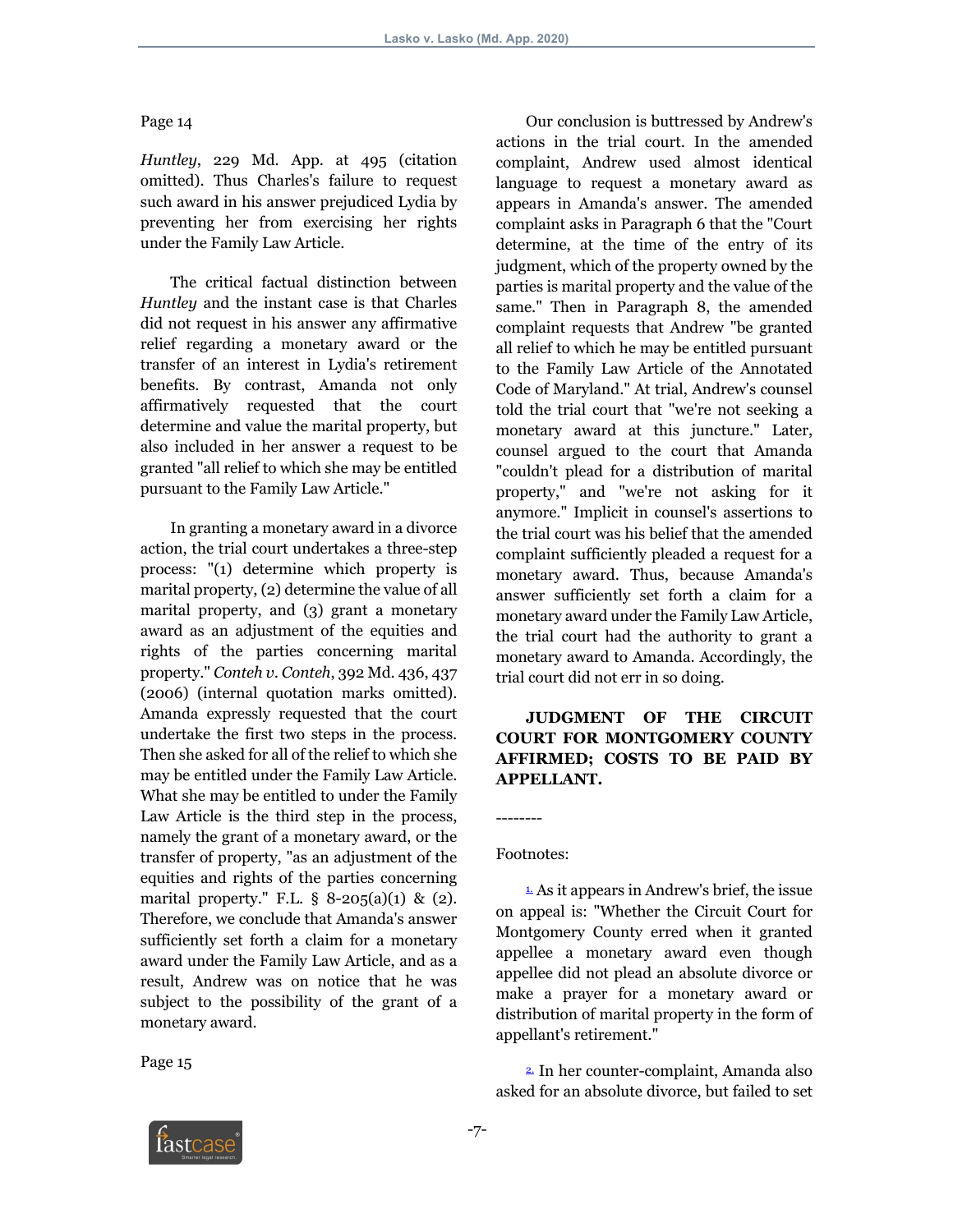Page 14

*Huntley*, 229 Md. App. at 495 (citation omitted). Thus Charles's failure to request such award in his answer prejudiced Lydia by preventing her from exercising her rights under the Family Law Article.

The critical factual distinction between *Huntley* and the instant case is that Charles did not request in his answer any affirmative relief regarding a monetary award or the transfer of an interest in Lydia's retirement benefits. By contrast, Amanda not only affirmatively requested that the court determine and value the marital property, but also included in her answer a request to be granted "all relief to which she may be entitled pursuant to the Family Law Article."

In granting a monetary award in a divorce action, the trial court undertakes a three-step process: "(1) determine which property is marital property, (2) determine the value of all marital property, and (3) grant a monetary award as an adjustment of the equities and rights of the parties concerning marital property." *Conteh v. Conteh*, 392 Md. 436, 437 (2006) (internal quotation marks omitted). Amanda expressly requested that the court undertake the first two steps in the process. Then she asked for all of the relief to which she may be entitled under the Family Law Article. What she may be entitled to under the Family Law Article is the third step in the process, namely the grant of a monetary award, or the transfer of property, "as an adjustment of the equities and rights of the parties concerning marital property." F.L. § 8-205(a)(1) & (2). Therefore, we conclude that Amanda's answer sufficiently set forth a claim for a monetary award under the Family Law Article, and as a result, Andrew was on notice that he was subject to the possibility of the grant of a monetary award.

Page 15

Our conclusion is buttressed by Andrew's actions in the trial court. In the amended complaint, Andrew used almost identical language to request a monetary award as appears in Amanda's answer. The amended complaint asks in Paragraph 6 that the "Court determine, at the time of the entry of its judgment, which of the property owned by the parties is marital property and the value of the same." Then in Paragraph 8, the amended complaint requests that Andrew "be granted all relief to which he may be entitled pursuant to the Family Law Article of the Annotated Code of Maryland." At trial, Andrew's counsel told the trial court that "we're not seeking a monetary award at this juncture." Later, counsel argued to the court that Amanda "couldn't plead for a distribution of marital property," and "we're not asking for it anymore." Implicit in counsel's assertions to the trial court was his belief that the amended complaint sufficiently pleaded a request for a monetary award. Thus, because Amanda's answer sufficiently set forth a claim for a monetary award under the Family Law Article, the trial court had the authority to grant a monetary award to Amanda. Accordingly, the trial court did not err in so doing.

**JUDGMENT OF THE CIRCUIT COURT FOR MONTGOMERY COUNTY AFFIRMED; COSTS TO BE PAID BY APPELLANT.**

--------

Footnotes:

[1] As it appears in Andrew's brief, the issue on appeal is: "Whether the Circuit Court for Montgomery County erred when it granted appellee a monetary award even though appellee did not plead an absolute divorce or make a prayer for a monetary award or distribution of marital property in the form of appellant's retirement."

[2] In her counter-complaint, Amanda also asked for an absolute divorce, but failed to set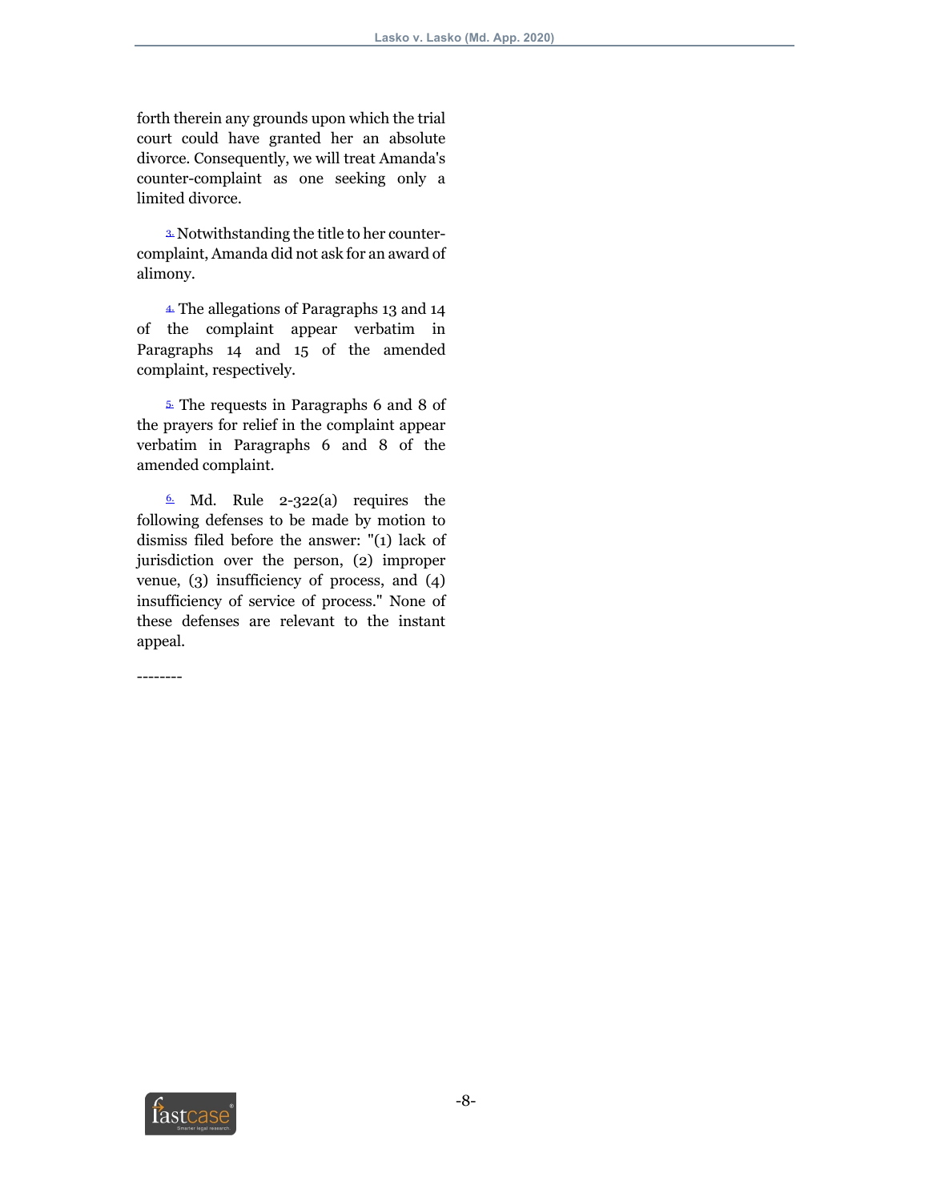forth therein any grounds upon which the trial court could have granted her an absolute divorce. Consequently, we will treat Amanda's counter-complaint as one seeking only a limited divorce.

[3.] Notwithstanding the title to her counter-complaint, Amanda did not ask for an award of alimony.

[4.] The allegations of Paragraphs 13 and 14 of the complaint appear verbatim in Paragraphs 14 and 15 of the amended complaint, respectively.

[5.] The requests in Paragraphs 6 and 8 of the prayers for relief in the complaint appear verbatim in Paragraphs 6 and 8 of the amended complaint.

[6.] Md. Rule 2-322(a) requires the following defenses to be made by motion to dismiss filed before the answer: "(1) lack of jurisdiction over the person, (2) improper venue, (3) insufficiency of process, and (4) insufficiency of service of process." None of these defenses are relevant to the instant appeal.

--------